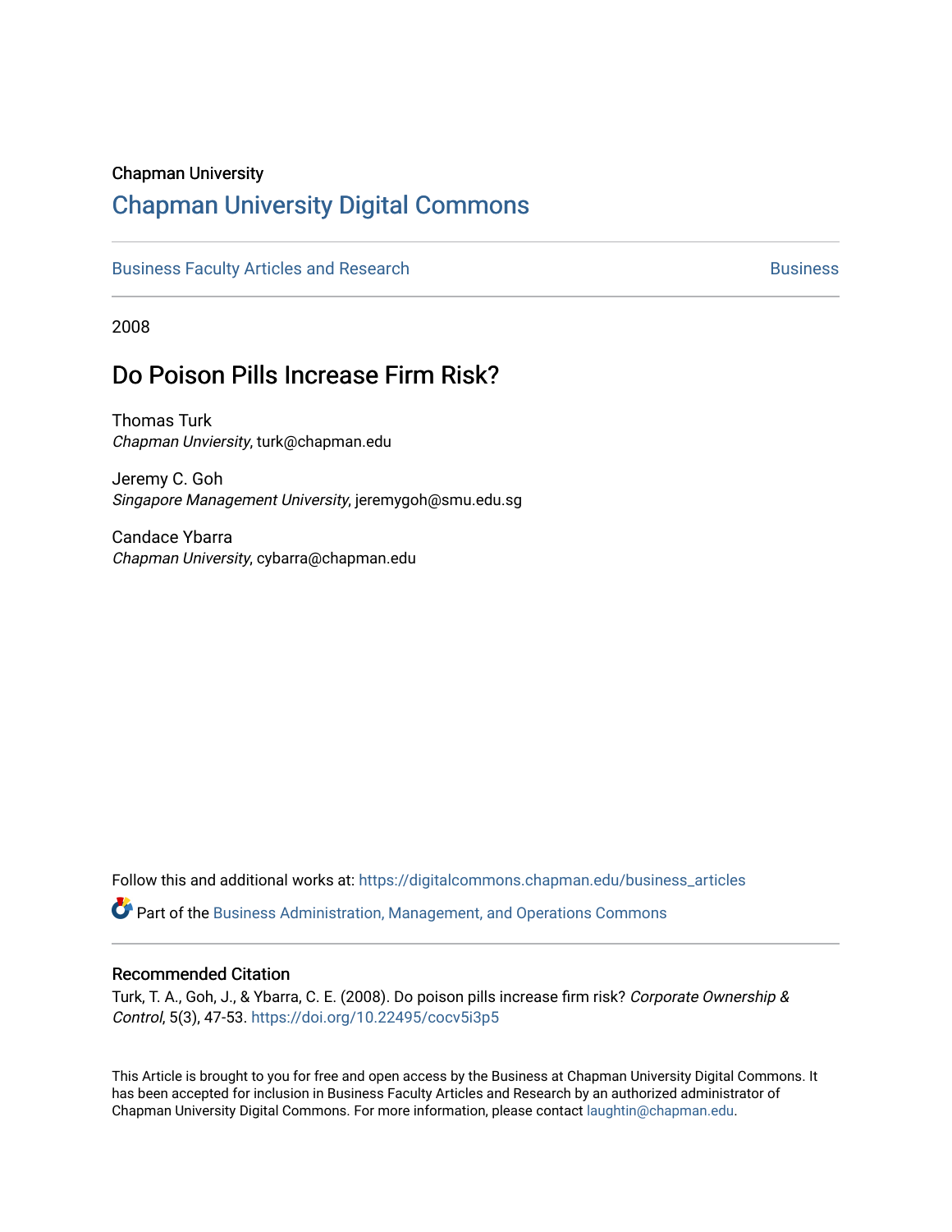Chapman University

## Chapman University Digital Commons

Business Faculty Articles and Research | Business

2008

# Do Poison Pills Increase Firm Risk?

Thomas Turk
*Chapman Unviersity*, turk@chapman.edu

Jeremy C. Goh
*Singapore Management University*, jeremygoh@smu.edu.sg

Candace Ybarra
*Chapman University*, cybarra@chapman.edu

Follow this and additional works at: https://digitalcommons.chapman.edu/business_articles

Part of the Business Administration, Management, and Operations Commons

### Recommended Citation

Turk, T. A., Goh, J., & Ybarra, C. E. (2008). Do poison pills increase firm risk? *Corporate Ownership & Control*, 5(3), 47-53. https://doi.org/10.22495/cocv5i3p5

This Article is brought to you for free and open access by the Business at Chapman University Digital Commons. It has been accepted for inclusion in Business Faculty Articles and Research by an authorized administrator of Chapman University Digital Commons. For more information, please contact laughtin@chapman.edu.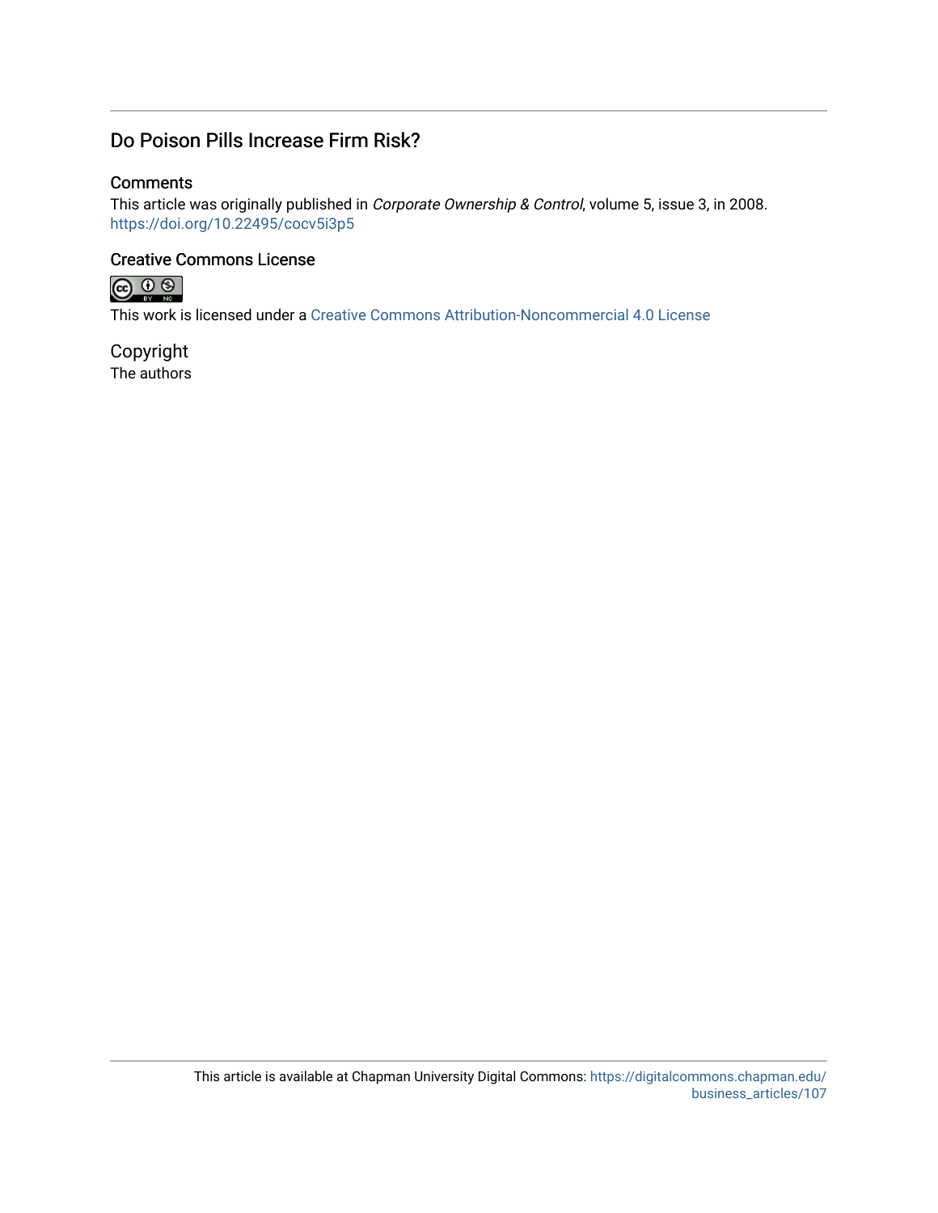## Do Poison Pills Increase Firm Risk?

### Comments

This article was originally published in *Corporate Ownership & Control*, volume 5, issue 3, in 2008. https://doi.org/10.22495/cocv5i3p5

### Creative Commons License

This work is licensed under a Creative Commons Attribution-Noncommercial 4.0 License

### Copyright

The authors

This article is available at Chapman University Digital Commons: https://digitalcommons.chapman.edu/business_articles/107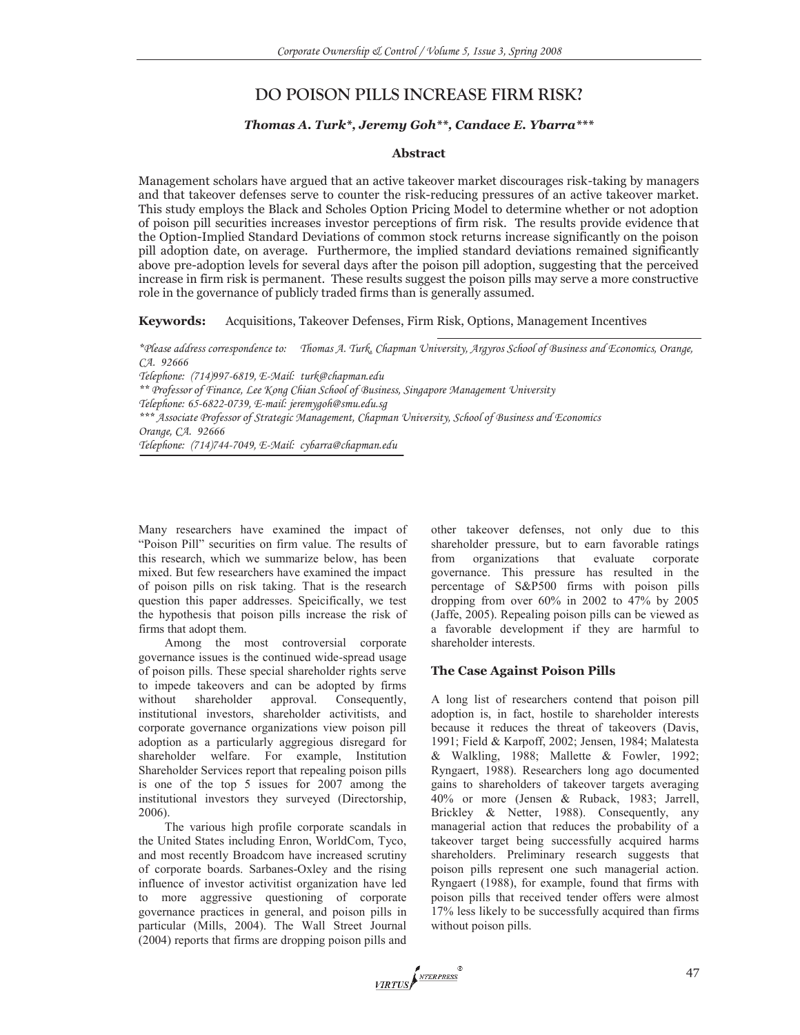# DO POISON PILLS INCREASE FIRM RISK?

***Thomas A. Turk\*, Jeremy Goh\*\*, Candace E. Ybarra\*\*\****

### Abstract

Management scholars have argued that an active takeover market discourages risk-taking by managers and that takeover defenses serve to counter the risk-reducing pressures of an active takeover market. This study employs the Black and Scholes Option Pricing Model to determine whether or not adoption of poison pill securities increases investor perceptions of firm risk. The results provide evidence that the Option-Implied Standard Deviations of common stock returns increase significantly on the poison pill adoption date, on average. Furthermore, the implied standard deviations remained significantly above pre-adoption levels for several days after the poison pill adoption, suggesting that the perceived increase in firm risk is permanent. These results suggest the poison pills may serve a more constructive role in the governance of publicly traded firms than is generally assumed.

**Keywords:** Acquisitions, Takeover Defenses, Firm Risk, Options, Management Incentives

*\*Please address correspondence to: Thomas A. Turk, Chapman University, Argyros School of Business and Economics, Orange, CA. 92666*
*Telephone: (714)997-6819, E-Mail: turk@chapman.edu*
*\*\* Professor of Finance, Lee Kong Chian School of Business, Singapore Management University*
*Telephone: 65-6822-0739, E-mail: jeremygoh@smu.edu.sg*
*\*\*\* Associate Professor of Strategic Management, Chapman University, School of Business and Economics*
*Orange, CA. 92666*
*Telephone: (714)744-7049, E-Mail: cybarra@chapman.edu*

Many researchers have examined the impact of "Poison Pill" securities on firm value. The results of this research, which we summarize below, has been mixed. But few researchers have examined the impact of poison pills on risk taking. That is the research question this paper addresses. Speicifically, we test the hypothesis that poison pills increase the risk of firms that adopt them.

Among the most controversial corporate governance issues is the continued wide-spread usage of poison pills. These special shareholder rights serve to impede takeovers and can be adopted by firms without shareholder approval. Consequently, institutional investors, shareholder activitists, and corporate governance organizations view poison pill adoption as a particularly aggregious disregard for shareholder welfare. For example, Institution Shareholder Services report that repealing poison pills is one of the top 5 issues for 2007 among the institutional investors they surveyed (Directorship, 2006).

The various high profile corporate scandals in the United States including Enron, WorldCom, Tyco, and most recently Broadcom have increased scrutiny of corporate boards. Sarbanes-Oxley and the rising influence of investor activitist organization have led to more aggressive questioning of corporate governance practices in general, and poison pills in particular (Mills, 2004). The Wall Street Journal (2004) reports that firms are dropping poison pills and other takeover defenses, not only due to this shareholder pressure, but to earn favorable ratings from organizations that evaluate corporate governance. This pressure has resulted in the percentage of S&P500 firms with poison pills dropping from over 60% in 2002 to 47% by 2005 (Jaffe, 2005). Repealing poison pills can be viewed as a favorable development if they are harmful to shareholder interests.

### The Case Against Poison Pills

A long list of researchers contend that poison pill adoption is, in fact, hostile to shareholder interests because it reduces the threat of takeovers (Davis, 1991; Field & Karpoff, 2002; Jensen, 1984; Malatesta & Walkling, 1988; Mallette & Fowler, 1992; Ryngaert, 1988). Researchers long ago documented gains to shareholders of takeover targets averaging 40% or more (Jensen & Ruback, 1983; Jarrell, Brickley & Netter, 1988). Consequently, any managerial action that reduces the probability of a takeover target being successfully acquired harms shareholders. Preliminary research suggests that poison pills represent one such managerial action. Ryngaert (1988), for example, found that firms with poison pills that received tender offers were almost 17% less likely to be successfully acquired than firms without poison pills.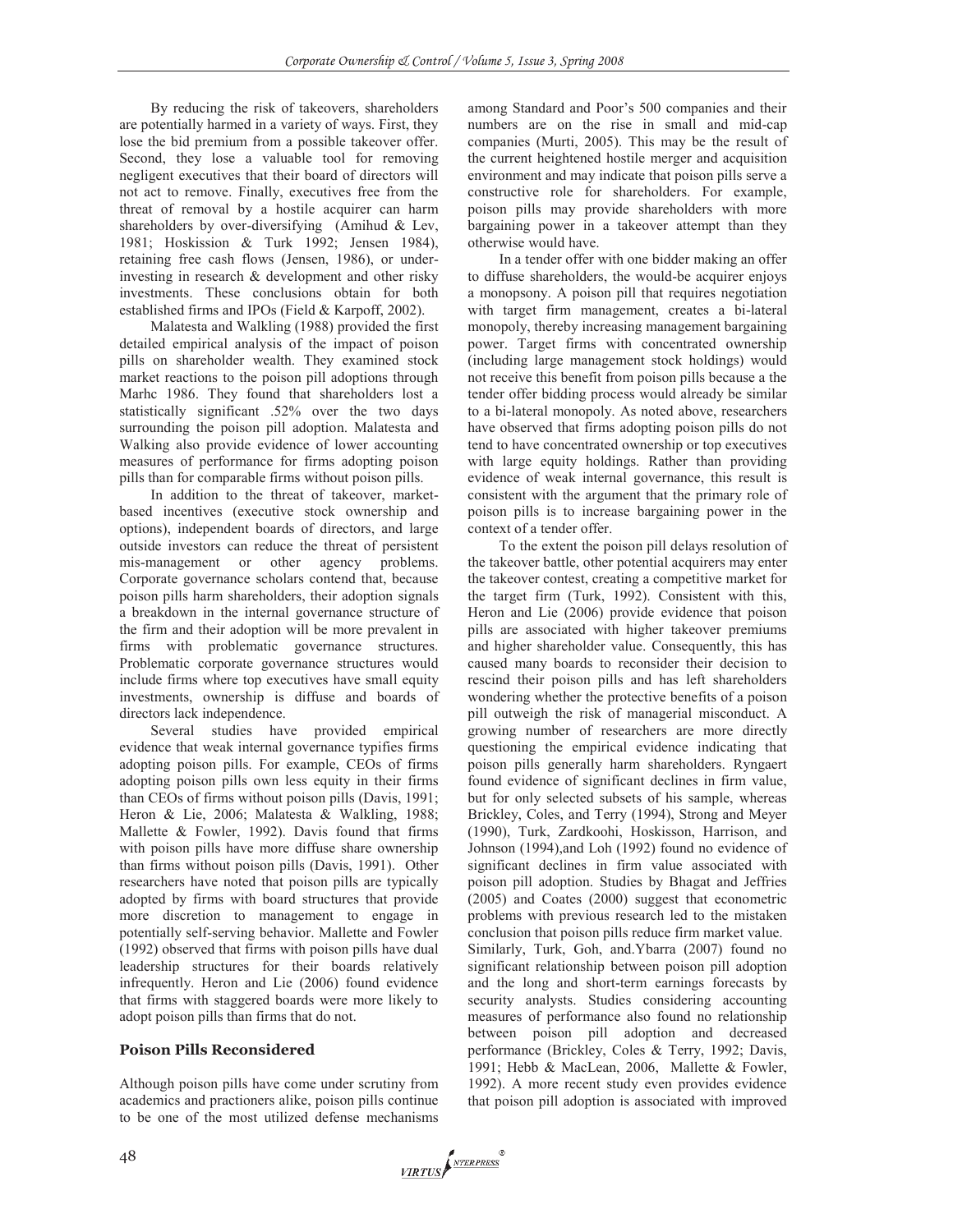By reducing the risk of takeovers, shareholders are potentially harmed in a variety of ways. First, they lose the bid premium from a possible takeover offer. Second, they lose a valuable tool for removing negligent executives that their board of directors will not act to remove. Finally, executives free from the threat of removal by a hostile acquirer can harm shareholders by over-diversifying (Amihud & Lev, 1981; Hoskission & Turk 1992; Jensen 1984), retaining free cash flows (Jensen, 1986), or under-investing in research & development and other risky investments. These conclusions obtain for both established firms and IPOs (Field & Karpoff, 2002).

Malatesta and Walkling (1988) provided the first detailed empirical analysis of the impact of poison pills on shareholder wealth. They examined stock market reactions to the poison pill adoptions through Marhc 1986. They found that shareholders lost a statistically significant .52% over the two days surrounding the poison pill adoption. Malatesta and Walking also provide evidence of lower accounting measures of performance for firms adopting poison pills than for comparable firms without poison pills.

In addition to the threat of takeover, market-based incentives (executive stock ownership and options), independent boards of directors, and large outside investors can reduce the threat of persistent mis-management or other agency problems. Corporate governance scholars contend that, because poison pills harm shareholders, their adoption signals a breakdown in the internal governance structure of the firm and their adoption will be more prevalent in firms with problematic governance structures. Problematic corporate governance structures would include firms where top executives have small equity investments, ownership is diffuse and boards of directors lack independence.

Several studies have provided empirical evidence that weak internal governance typifies firms adopting poison pills. For example, CEOs of firms adopting poison pills own less equity in their firms than CEOs of firms without poison pills (Davis, 1991; Heron & Lie, 2006; Malatesta & Walkling, 1988; Mallette & Fowler, 1992). Davis found that firms with poison pills have more diffuse share ownership than firms without poison pills (Davis, 1991). Other researchers have noted that poison pills are typically adopted by firms with board structures that provide more discretion to management to engage in potentially self-serving behavior. Mallette and Fowler (1992) observed that firms with poison pills have dual leadership structures for their boards relatively infrequently. Heron and Lie (2006) found evidence that firms with staggered boards were more likely to adopt poison pills than firms that do not.

## Poison Pills Reconsidered

Although poison pills have come under scrutiny from academics and practioners alike, poison pills continue to be one of the most utilized defense mechanisms among Standard and Poor's 500 companies and their numbers are on the rise in small and mid-cap companies (Murti, 2005). This may be the result of the current heightened hostile merger and acquisition environment and may indicate that poison pills serve a constructive role for shareholders. For example, poison pills may provide shareholders with more bargaining power in a takeover attempt than they otherwise would have.

In a tender offer with one bidder making an offer to diffuse shareholders, the would-be acquirer enjoys a monopsony. A poison pill that requires negotiation with target firm management, creates a bi-lateral monopoly, thereby increasing management bargaining power. Target firms with concentrated ownership (including large management stock holdings) would not receive this benefit from poison pills because a the tender offer bidding process would already be similar to a bi-lateral monopoly. As noted above, researchers have observed that firms adopting poison pills do not tend to have concentrated ownership or top executives with large equity holdings. Rather than providing evidence of weak internal governance, this result is consistent with the argument that the primary role of poison pills is to increase bargaining power in the context of a tender offer.

To the extent the poison pill delays resolution of the takeover battle, other potential acquirers may enter the takeover contest, creating a competitive market for the target firm (Turk, 1992). Consistent with this, Heron and Lie (2006) provide evidence that poison pills are associated with higher takeover premiums and higher shareholder value. Consequently, this has caused many boards to reconsider their decision to rescind their poison pills and has left shareholders wondering whether the protective benefits of a poison pill outweigh the risk of managerial misconduct. A growing number of researchers are more directly questioning the empirical evidence indicating that poison pills generally harm shareholders. Ryngaert found evidence of significant declines in firm value, but for only selected subsets of his sample, whereas Brickley, Coles, and Terry (1994), Strong and Meyer (1990), Turk, Zardkoohi, Hoskisson, Harrison, and Johnson (1994),and Loh (1992) found no evidence of significant declines in firm value associated with poison pill adoption. Studies by Bhagat and Jeffries (2005) and Coates (2000) suggest that econometric problems with previous research led to the mistaken conclusion that poison pills reduce firm market value. Similarly, Turk, Goh, and.Ybarra (2007) found no significant relationship between poison pill adoption and the long and short-term earnings forecasts by security analysts. Studies considering accounting measures of performance also found no relationship between poison pill adoption and decreased performance (Brickley, Coles & Terry, 1992; Davis, 1991; Hebb & MacLean, 2006, Mallette & Fowler, 1992). A more recent study even provides evidence that poison pill adoption is associated with improved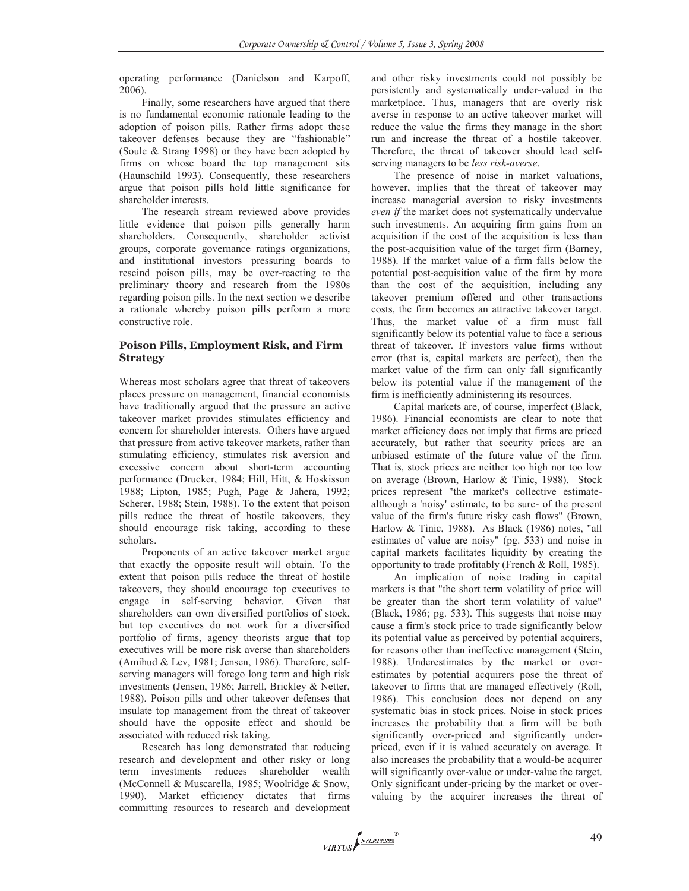operating performance (Danielson and Karpoff, 2006).

Finally, some researchers have argued that there is no fundamental economic rationale leading to the adoption of poison pills. Rather firms adopt these takeover defenses because they are "fashionable" (Soule & Strang 1998) or they have been adopted by firms on whose board the top management sits (Haunschild 1993). Consequently, these researchers argue that poison pills hold little significance for shareholder interests.

The research stream reviewed above provides little evidence that poison pills generally harm shareholders. Consequently, shareholder activist groups, corporate governance ratings organizations, and institutional investors pressuring boards to rescind poison pills, may be over-reacting to the preliminary theory and research from the 1980s regarding poison pills. In the next section we describe a rationale whereby poison pills perform a more constructive role.

## Poison Pills, Employment Risk, and Firm Strategy

Whereas most scholars agree that threat of takeovers places pressure on management, financial economists have traditionally argued that the pressure an active takeover market provides stimulates efficiency and concern for shareholder interests. Others have argued that pressure from active takeover markets, rather than stimulating efficiency, stimulates risk aversion and excessive concern about short-term accounting performance (Drucker, 1984; Hill, Hitt, & Hoskisson 1988; Lipton, 1985; Pugh, Page & Jahera, 1992; Scherer, 1988; Stein, 1988). To the extent that poison pills reduce the threat of hostile takeovers, they should encourage risk taking, according to these scholars.

Proponents of an active takeover market argue that exactly the opposite result will obtain. To the extent that poison pills reduce the threat of hostile takeovers, they should encourage top executives to engage in self-serving behavior. Given that shareholders can own diversified portfolios of stock, but top executives do not work for a diversified portfolio of firms, agency theorists argue that top executives will be more risk averse than shareholders (Amihud & Lev, 1981; Jensen, 1986). Therefore, self-serving managers will forego long term and high risk investments (Jensen, 1986; Jarrell, Brickley & Netter, 1988). Poison pills and other takeover defenses that insulate top management from the threat of takeover should have the opposite effect and should be associated with reduced risk taking.

Research has long demonstrated that reducing research and development and other risky or long term investments reduces shareholder wealth (McConnell & Muscarella, 1985; Woolridge & Snow, 1990). Market efficiency dictates that firms committing resources to research and development and other risky investments could not possibly be persistently and systematically under-valued in the marketplace. Thus, managers that are overly risk averse in response to an active takeover market will reduce the value the firms they manage in the short run and increase the threat of a hostile takeover. Therefore, the threat of takeover should lead self-serving managers to be *less risk-averse*.

The presence of noise in market valuations, however, implies that the threat of takeover may increase managerial aversion to risky investments *even if* the market does not systematically undervalue such investments. An acquiring firm gains from an acquisition if the cost of the acquisition is less than the post-acquisition value of the target firm (Barney, 1988). If the market value of a firm falls below the potential post-acquisition value of the firm by more than the cost of the acquisition, including any takeover premium offered and other transactions costs, the firm becomes an attractive takeover target. Thus, the market value of a firm must fall significantly below its potential value to face a serious threat of takeover. If investors value firms without error (that is, capital markets are perfect), then the market value of the firm can only fall significantly below its potential value if the management of the firm is inefficiently administering its resources.

Capital markets are, of course, imperfect (Black, 1986). Financial economists are clear to note that market efficiency does not imply that firms are priced accurately, but rather that security prices are an unbiased estimate of the future value of the firm. That is, stock prices are neither too high nor too low on average (Brown, Harlow & Tinic, 1988). Stock prices represent "the market's collective estimate- although a 'noisy' estimate, to be sure- of the present value of the firm's future risky cash flows" (Brown, Harlow & Tinic, 1988). As Black (1986) notes, "all estimates of value are noisy" (pg. 533) and noise in capital markets facilitates liquidity by creating the opportunity to trade profitably (French & Roll, 1985).

An implication of noise trading in capital markets is that "the short term volatility of price will be greater than the short term volatility of value" (Black, 1986; pg. 533). This suggests that noise may cause a firm's stock price to trade significantly below its potential value as perceived by potential acquirers, for reasons other than ineffective management (Stein, 1988). Underestimates by the market or over-estimates by potential acquirers pose the threat of takeover to firms that are managed effectively (Roll, 1986). This conclusion does not depend on any systematic bias in stock prices. Noise in stock prices increases the probability that a firm will be both significantly over-priced and significantly under-priced, even if it is valued accurately on average. It also increases the probability that a would-be acquirer will significantly over-value or under-value the target. Only significant under-pricing by the market or over-valuing by the acquirer increases the threat of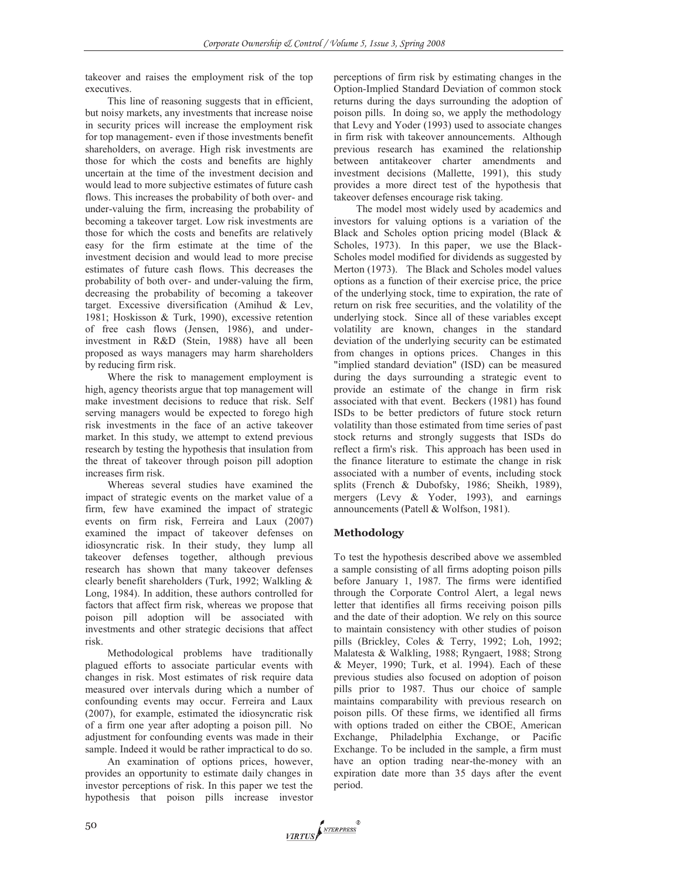takeover and raises the employment risk of the top executives.

This line of reasoning suggests that in efficient, but noisy markets, any investments that increase noise in security prices will increase the employment risk for top management- even if those investments benefit shareholders, on average. High risk investments are those for which the costs and benefits are highly uncertain at the time of the investment decision and would lead to more subjective estimates of future cash flows. This increases the probability of both over- and under-valuing the firm, increasing the probability of becoming a takeover target. Low risk investments are those for which the costs and benefits are relatively easy for the firm estimate at the time of the investment decision and would lead to more precise estimates of future cash flows. This decreases the probability of both over- and under-valuing the firm, decreasing the probability of becoming a takeover target. Excessive diversification (Amihud & Lev, 1981; Hoskisson & Turk, 1990), excessive retention of free cash flows (Jensen, 1986), and under-investment in R&D (Stein, 1988) have all been proposed as ways managers may harm shareholders by reducing firm risk.

Where the risk to management employment is high, agency theorists argue that top management will make investment decisions to reduce that risk. Self serving managers would be expected to forego high risk investments in the face of an active takeover market. In this study, we attempt to extend previous research by testing the hypothesis that insulation from the threat of takeover through poison pill adoption increases firm risk.

Whereas several studies have examined the impact of strategic events on the market value of a firm, few have examined the impact of strategic events on firm risk, Ferreira and Laux (2007) examined the impact of takeover defenses on idiosyncratic risk. In their study, they lump all takeover defenses together, although previous research has shown that many takeover defenses clearly benefit shareholders (Turk, 1992; Walkling & Long, 1984). In addition, these authors controlled for factors that affect firm risk, whereas we propose that poison pill adoption will be associated with investments and other strategic decisions that affect risk.

Methodological problems have traditionally plagued efforts to associate particular events with changes in risk. Most estimates of risk require data measured over intervals during which a number of confounding events may occur. Ferreira and Laux (2007), for example, estimated the idiosyncratic risk of a firm one year after adopting a poison pill. No adjustment for confounding events was made in their sample. Indeed it would be rather impractical to do so.

An examination of options prices, however, provides an opportunity to estimate daily changes in investor perceptions of risk. In this paper we test the hypothesis that poison pills increase investor perceptions of firm risk by estimating changes in the Option-Implied Standard Deviation of common stock returns during the days surrounding the adoption of poison pills. In doing so, we apply the methodology that Levy and Yoder (1993) used to associate changes in firm risk with takeover announcements. Although previous research has examined the relationship between antitakeover charter amendments and investment decisions (Mallette, 1991), this study provides a more direct test of the hypothesis that takeover defenses encourage risk taking.

The model most widely used by academics and investors for valuing options is a variation of the Black and Scholes option pricing model (Black & Scholes, 1973). In this paper, we use the Black-Scholes model modified for dividends as suggested by Merton (1973). The Black and Scholes model values options as a function of their exercise price, the price of the underlying stock, time to expiration, the rate of return on risk free securities, and the volatility of the underlying stock. Since all of these variables except volatility are known, changes in the standard deviation of the underlying security can be estimated from changes in options prices. Changes in this "implied standard deviation" (ISD) can be measured during the days surrounding a strategic event to provide an estimate of the change in firm risk associated with that event. Beckers (1981) has found ISDs to be better predictors of future stock return volatility than those estimated from time series of past stock returns and strongly suggests that ISDs do reflect a firm's risk. This approach has been used in the finance literature to estimate the change in risk associated with a number of events, including stock splits (French & Dubofsky, 1986; Sheikh, 1989), mergers (Levy & Yoder, 1993), and earnings announcements (Patell & Wolfson, 1981).

## Methodology

To test the hypothesis described above we assembled a sample consisting of all firms adopting poison pills before January 1, 1987. The firms were identified through the Corporate Control Alert, a legal news letter that identifies all firms receiving poison pills and the date of their adoption. We rely on this source to maintain consistency with other studies of poison pills (Brickley, Coles & Terry, 1992; Loh, 1992; Malatesta & Walkling, 1988; Ryngaert, 1988; Strong & Meyer, 1990; Turk, et al. 1994). Each of these previous studies also focused on adoption of poison pills prior to 1987. Thus our choice of sample maintains comparability with previous research on poison pills. Of these firms, we identified all firms with options traded on either the CBOE, American Exchange, Philadelphia Exchange, or Pacific Exchange. To be included in the sample, a firm must have an option trading near-the-money with an expiration date more than 35 days after the event period.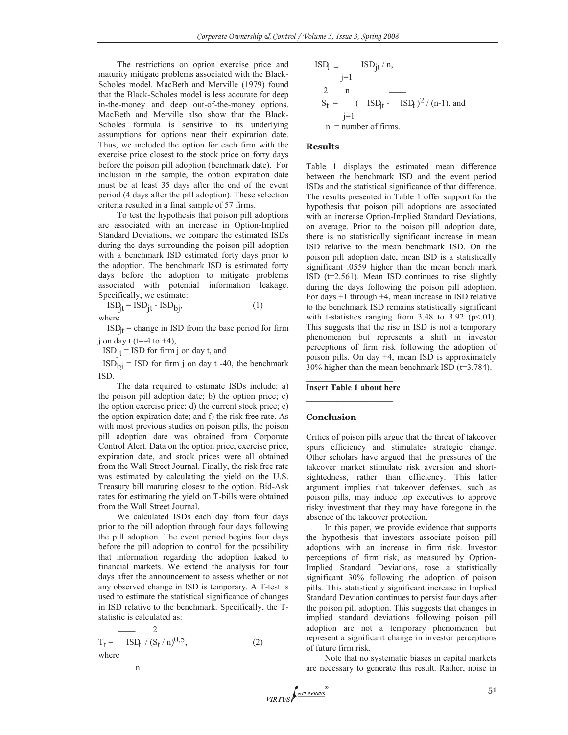The restrictions on option exercise price and maturity mitigate problems associated with the Black-Scholes model. MacBeth and Merville (1979) found that the Black-Scholes model is less accurate for deep in-the-money and deep out-of-the-money options. MacBeth and Merville also show that the Black-Scholes formula is sensitive to its underlying assumptions for options near their expiration date. Thus, we included the option for each firm with the exercise price closest to the stock price on forty days before the poison pill adoption (benchmark date). For inclusion in the sample, the option expiration date must be at least 35 days after the end of the event period (4 days after the pill adoption). These selection criteria resulted in a final sample of 57 firms.

To test the hypothesis that poison pill adoptions are associated with an increase in Option-Implied Standard Deviations, we compare the estimated ISDs during the days surrounding the poison pill adoption with a benchmark ISD estimated forty days prior to the adoption. The benchmark ISD is estimated forty days before the adoption to mitigate problems associated with potential information leakage. Specifically, we estimate:

$$\Delta ISD_{jt} = ISD_{jt} - ISD_{bj}, \tag{1}$$

where

$\Delta ISD_{jt}$ = change in ISD from the base period for firm j on day t (t=-4 to +4),

$ISD_{jt}$ = ISD for firm j on day t, and

$ISD_{bj}$ = ISD for firm j on day t -40, the benchmark ISD.

The data required to estimate ISDs include: a) the poison pill adoption date; b) the option price; c) the option exercise price; d) the current stock price; e) the option expiration date; and f) the risk free rate. As with most previous studies on poison pills, the poison pill adoption date was obtained from Corporate Control Alert. Data on the option price, exercise price, expiration date, and stock prices were all obtained from the Wall Street Journal. Finally, the risk free rate was estimated by calculating the yield on the U.S. Treasury bill maturing closest to the option. Bid-Ask rates for estimating the yield on T-bills were obtained from the Wall Street Journal.

We calculated ISDs each day from four days prior to the pill adoption through four days following the pill adoption. The event period begins four days before the pill adoption to control for the possibility that information regarding the adoption leaked to financial markets. We extend the analysis for four days after the announcement to assess whether or not any observed change in ISD is temporary. A T-test is used to estimate the statistical significance of changes in ISD relative to the benchmark. Specifically, the T-statistic is calculated as:

$$T_t = \overline{\Delta ISD_t} / (S_t^2 / n)^{0.5}, \tag{2}$$

where

$$\overline{\Delta ISD_t} = \sum_{j=1}^{n} \Delta ISD_{jt} / n,$$

$$S_t^2 = \sum_{j=1}^{n} (\Delta ISD_{jt} - \overline{\Delta ISD_t})^2 / (n-1), \text{ and}$$

n = number of firms.

## Results

Table 1 displays the estimated mean difference between the benchmark ISD and the event period ISDs and the statistical significance of that difference. The results presented in Table 1 offer support for the hypothesis that poison pill adoptions are associated with an increase Option-Implied Standard Deviations, on average. Prior to the poison pill adoption date, there is no statistically significant increase in mean ISD relative to the mean benchmark ISD. On the poison pill adoption date, mean ISD is a statistically significant .0559 higher than the mean bench mark ISD (t=2.561). Mean ISD continues to rise slightly during the days following the poison pill adoption. For days +1 through +4, mean increase in ISD relative to the benchmark ISD remains statistically significant with t-statistics ranging from 3.48 to 3.92 ($p<.01$). This suggests that the rise in ISD is not a temporary phenomenon but represents a shift in investor perceptions of firm risk following the adoption of poison pills. On day +4, mean ISD is approximately 30% higher than the mean benchmark ISD (t=3.784).

**Insert Table 1 about here**

## Conclusion

Critics of poison pills argue that the threat of takeover spurs efficiency and stimulates strategic change. Other scholars have argued that the pressures of the takeover market stimulate risk aversion and short-sightedness, rather than efficiency. This latter argument implies that takeover defenses, such as poison pills, may induce top executives to approve risky investment that they may have foregone in the absence of the takeover protection.

In this paper, we provide evidence that supports the hypothesis that investors associate poison pill adoptions with an increase in firm risk. Investor perceptions of firm risk, as measured by Option-Implied Standard Deviations, rose a statistically significant 30% following the adoption of poison pills. This statistically significant increase in Implied Standard Deviation continues to persist four days after the poison pill adoption. This suggests that changes in implied standard deviations following poison pill adoption are not a temporary phenomenon but represent a significant change in investor perceptions of future firm risk.

Note that no systematic biases in capital markets are necessary to generate this result. Rather, noise in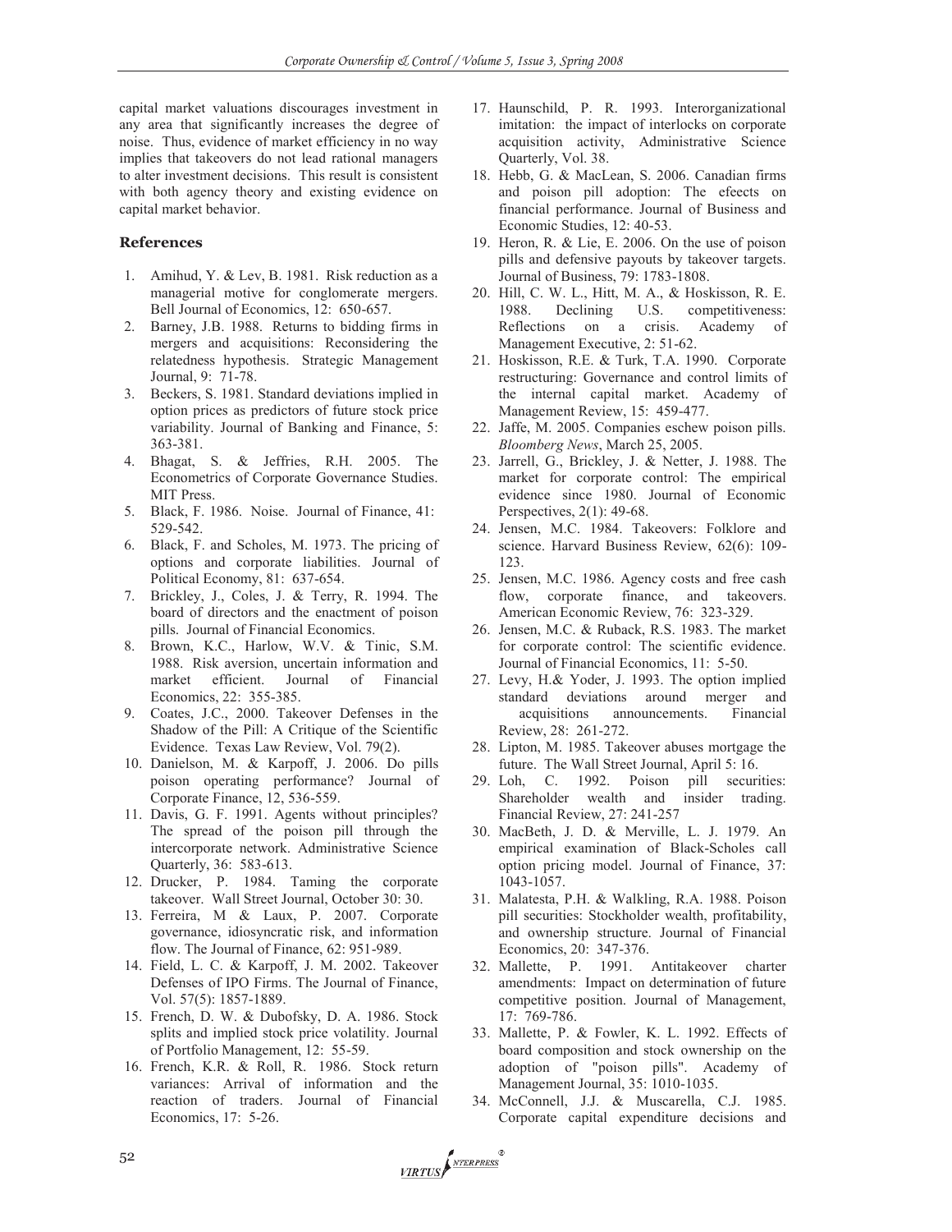capital market valuations discourages investment in any area that significantly increases the degree of noise. Thus, evidence of market efficiency in no way implies that takeovers do not lead rational managers to alter investment decisions. This result is consistent with both agency theory and existing evidence on capital market behavior.

## References

1. Amihud, Y. & Lev, B. 1981. Risk reduction as a managerial motive for conglomerate mergers. Bell Journal of Economics, 12: 650-657.
2. Barney, J.B. 1988. Returns to bidding firms in mergers and acquisitions: Reconsidering the relatedness hypothesis. Strategic Management Journal, 9: 71-78.
3. Beckers, S. 1981. Standard deviations implied in option prices as predictors of future stock price variability. Journal of Banking and Finance, 5: 363-381.
4. Bhagat, S. & Jeffries, R.H. 2005. The Econometrics of Corporate Governance Studies. MIT Press.
5. Black, F. 1986. Noise. Journal of Finance, 41: 529-542.
6. Black, F. and Scholes, M. 1973. The pricing of options and corporate liabilities. Journal of Political Economy, 81: 637-654.
7. Brickley, J., Coles, J. & Terry, R. 1994. The board of directors and the enactment of poison pills. Journal of Financial Economics.
8. Brown, K.C., Harlow, W.V. & Tinic, S.M. 1988. Risk aversion, uncertain information and market efficient. Journal of Financial Economics, 22: 355-385.
9. Coates, J.C., 2000. Takeover Defenses in the Shadow of the Pill: A Critique of the Scientific Evidence. Texas Law Review, Vol. 79(2).
10. Danielson, M. & Karpoff, J. 2006. Do pills poison operating performance? Journal of Corporate Finance, 12, 536-559.
11. Davis, G. F. 1991. Agents without principles? The spread of the poison pill through the intercorporate network. Administrative Science Quarterly, 36: 583-613.
12. Drucker, P. 1984. Taming the corporate takeover. Wall Street Journal, October 30: 30.
13. Ferreira, M & Laux, P. 2007. Corporate governance, idiosyncratic risk, and information flow. The Journal of Finance, 62: 951-989.
14. Field, L. C. & Karpoff, J. M. 2002. Takeover Defenses of IPO Firms. The Journal of Finance, Vol. 57(5): 1857-1889.
15. French, D. W. & Dubofsky, D. A. 1986. Stock splits and implied stock price volatility. Journal of Portfolio Management, 12: 55-59.
16. French, K.R. & Roll, R. 1986. Stock return variances: Arrival of information and the reaction of traders. Journal of Financial Economics, 17: 5-26.
17. Haunschild, P. R. 1993. Interorganizational imitation: the impact of interlocks on corporate acquisition activity, Administrative Science Quarterly, Vol. 38.
18. Hebb, G. & MacLean, S. 2006. Canadian firms and poison pill adoption: The efeects on financial performance. Journal of Business and Economic Studies, 12: 40-53.
19. Heron, R. & Lie, E. 2006. On the use of poison pills and defensive payouts by takeover targets. Journal of Business, 79: 1783-1808.
20. Hill, C. W. L., Hitt, M. A., & Hoskisson, R. E. 1988. Declining U.S. competitiveness: Reflections on a crisis. Academy of Management Executive, 2: 51-62.
21. Hoskisson, R.E. & Turk, T.A. 1990. Corporate restructuring: Governance and control limits of the internal capital market. Academy of Management Review, 15: 459-477.
22. Jaffe, M. 2005. Companies eschew poison pills. *Bloomberg News*, March 25, 2005.
23. Jarrell, G., Brickley, J. & Netter, J. 1988. The market for corporate control: The empirical evidence since 1980. Journal of Economic Perspectives, 2(1): 49-68.
24. Jensen, M.C. 1984. Takeovers: Folklore and science. Harvard Business Review, 62(6): 109-123.
25. Jensen, M.C. 1986. Agency costs and free cash flow, corporate finance, and takeovers. American Economic Review, 76: 323-329.
26. Jensen, M.C. & Ruback, R.S. 1983. The market for corporate control: The scientific evidence. Journal of Financial Economics, 11: 5-50.
27. Levy, H.& Yoder, J. 1993. The option implied standard deviations around merger and acquisitions announcements. Financial Review, 28: 261-272.
28. Lipton, M. 1985. Takeover abuses mortgage the future. The Wall Street Journal, April 5: 16.
29. Loh, C. 1992. Poison pill securities: Shareholder wealth and insider trading. Financial Review, 27: 241-257
30. MacBeth, J. D. & Merville, L. J. 1979. An empirical examination of Black-Scholes call option pricing model. Journal of Finance, 37: 1043-1057.
31. Malatesta, P.H. & Walkling, R.A. 1988. Poison pill securities: Stockholder wealth, profitability, and ownership structure. Journal of Financial Economics, 20: 347-376.
32. Mallette, P. 1991. Antitakeover charter amendments: Impact on determination of future competitive position. Journal of Management, 17: 769-786.
33. Mallette, P. & Fowler, K. L. 1992. Effects of board composition and stock ownership on the adoption of "poison pills". Academy of Management Journal, 35: 1010-1035.
34. McConnell, J.J. & Muscarella, C.J. 1985. Corporate capital expenditure decisions and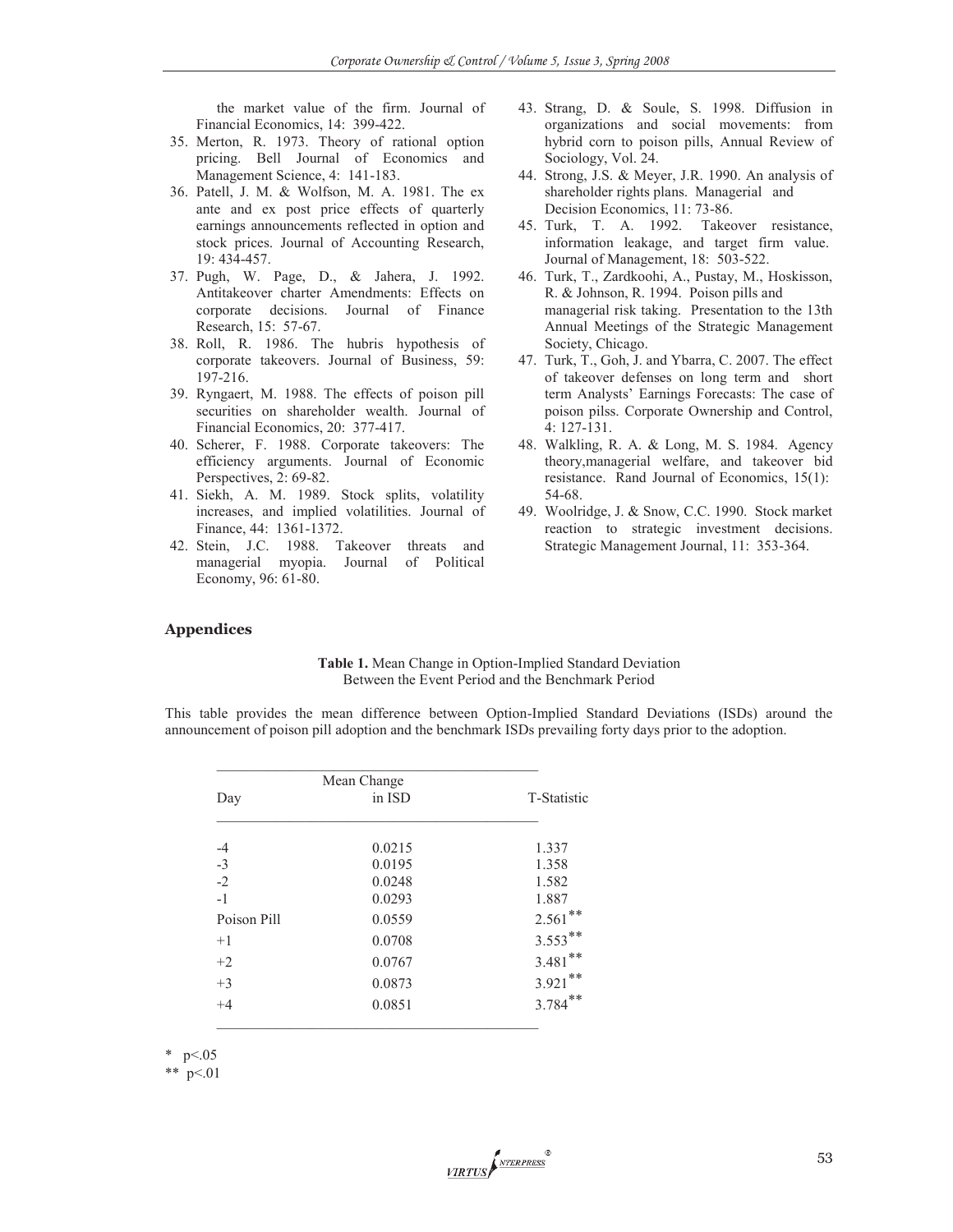the market value of the firm. Journal of Financial Economics, 14: 399-422.

35. Merton, R. 1973. Theory of rational option pricing. Bell Journal of Economics and Management Science, 4: 141-183.
36. Patell, J. M. & Wolfson, M. A. 1981. The ex ante and ex post price effects of quarterly earnings announcements reflected in option and stock prices. Journal of Accounting Research, 19: 434-457.
37. Pugh, W. Page, D., & Jahera, J. 1992. Antitakeover charter Amendments: Effects on corporate decisions. Journal of Finance Research, 15: 57-67.
38. Roll, R. 1986. The hubris hypothesis of corporate takeovers. Journal of Business, 59: 197-216.
39. Ryngaert, M. 1988. The effects of poison pill securities on shareholder wealth. Journal of Financial Economics, 20: 377-417.
40. Scherer, F. 1988. Corporate takeovers: The efficiency arguments. Journal of Economic Perspectives, 2: 69-82.
41. Siekh, A. M. 1989. Stock splits, volatility increases, and implied volatilities. Journal of Finance, 44: 1361-1372.
42. Stein, J.C. 1988. Takeover threats and managerial myopia. Journal of Political Economy, 96: 61-80.
43. Strang, D. & Soule, S. 1998. Diffusion in organizations and social movements: from hybrid corn to poison pills, Annual Review of Sociology, Vol. 24.
44. Strong, J.S. & Meyer, J.R. 1990. An analysis of shareholder rights plans. Managerial and Decision Economics, 11: 73-86.
45. Turk, T. A. 1992. Takeover resistance, information leakage, and target firm value. Journal of Management, 18: 503-522.
46. Turk, T., Zardkoohi, A., Pustay, M., Hoskisson, R. & Johnson, R. 1994. Poison pills and managerial risk taking. Presentation to the 13th Annual Meetings of the Strategic Management Society, Chicago.
47. Turk, T., Goh, J. and Ybarra, C. 2007. The effect of takeover defenses on long term and short term Analysts' Earnings Forecasts: The case of poison pilss. Corporate Ownership and Control, 4: 127-131.
48. Walkling, R. A. & Long, M. S. 1984. Agency theory,managerial welfare, and takeover bid resistance. Rand Journal of Economics, 15(1): 54-68.
49. Woolridge, J. & Snow, C.C. 1990. Stock market reaction to strategic investment decisions. Strategic Management Journal, 11: 353-364.

## Appendices

**Table 1.** Mean Change in Option-Implied Standard Deviation Between the Event Period and the Benchmark Period

This table provides the mean difference between Option-Implied Standard Deviations (ISDs) around the announcement of poison pill adoption and the benchmark ISDs prevailing forty days prior to the adoption.

| Day | Mean Change in ISD | T-Statistic |
|---|---|---|
| -4 | 0.0215 | 1.337 |
| -3 | 0.0195 | 1.358 |
| -2 | 0.0248 | 1.582 |
| -1 | 0.0293 | 1.887 |
| Poison Pill | 0.0559 | 2.561** |
| +1 | 0.0708 | 3.553** |
| +2 | 0.0767 | 3.481** |
| +3 | 0.0873 | 3.921** |
| +4 | 0.0851 | 3.784** |

\* $p<.05$

\*\* $p<.01$